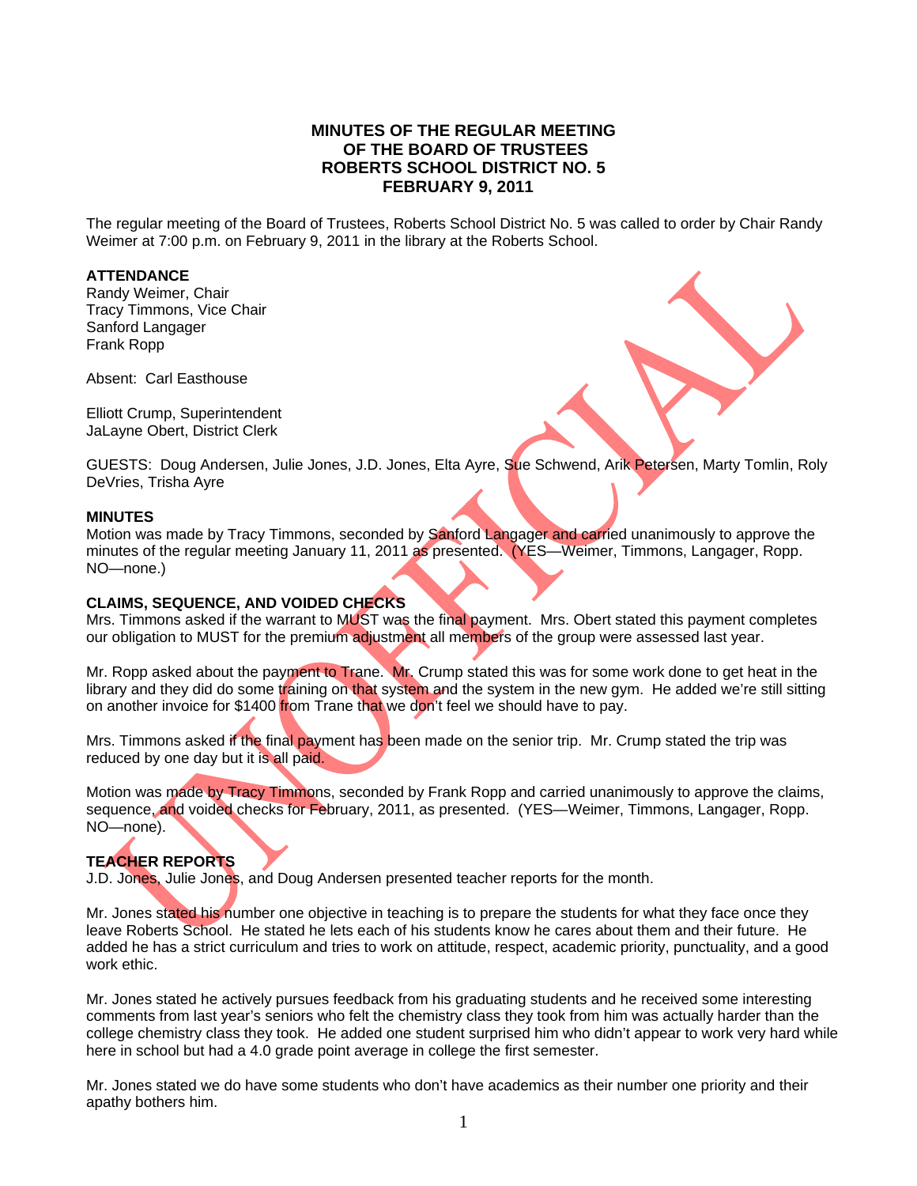# MINUTES OF THE REGULAR MEETING OF THE BOARD OF TRUSTEES ROBERTS SCHOOL DISTRICT NO. 5 FEBRUARY 9, 2011

The regular meeting of the Board of Trustees, Roberts School District No. 5 was called to order by Chair Randy Weimer at 7:00 p.m. on February 9, 2011 in the library at the Roberts School.

**ATTENDANCE**
Randy Weimer, Chair
Tracy Timmons, Vice Chair
Sanford Langager
Frank Ropp

Absent: Carl Easthouse

Elliott Crump, Superintendent
JaLayne Obert, District Clerk

GUESTS: Doug Andersen, Julie Jones, J.D. Jones, Elta Ayre, Sue Schwend, Arik Petersen, Marty Tomlin, Roly DeVries, Trisha Ayre

**MINUTES**
Motion was made by Tracy Timmons, seconded by Sanford Langager and carried unanimously to approve the minutes of the regular meeting January 11, 2011 as presented. (YES—Weimer, Timmons, Langager, Ropp. NO—none.)

**CLAIMS, SEQUENCE, AND VOIDED CHECKS**
Mrs. Timmons asked if the warrant to MUST was the final payment. Mrs. Obert stated this payment completes our obligation to MUST for the premium adjustment all members of the group were assessed last year.

Mr. Ropp asked about the payment to Trane. Mr. Crump stated this was for some work done to get heat in the library and they did do some training on that system and the system in the new gym. He added we're still sitting on another invoice for $1400 from Trane that we don't feel we should have to pay.

Mrs. Timmons asked if the final payment has been made on the senior trip. Mr. Crump stated the trip was reduced by one day but it is all paid.

Motion was made by Tracy Timmons, seconded by Frank Ropp and carried unanimously to approve the claims, sequence, and voided checks for February, 2011, as presented. (YES—Weimer, Timmons, Langager, Ropp. NO—none).

**TEACHER REPORTS**
J.D. Jones, Julie Jones, and Doug Andersen presented teacher reports for the month.

Mr. Jones stated his number one objective in teaching is to prepare the students for what they face once they leave Roberts School. He stated he lets each of his students know he cares about them and their future. He added he has a strict curriculum and tries to work on attitude, respect, academic priority, punctuality, and a good work ethic.

Mr. Jones stated he actively pursues feedback from his graduating students and he received some interesting comments from last year's seniors who felt the chemistry class they took from him was actually harder than the college chemistry class they took. He added one student surprised him who didn't appear to work very hard while here in school but had a 4.0 grade point average in college the first semester.

Mr. Jones stated we do have some students who don't have academics as their number one priority and their apathy bothers him.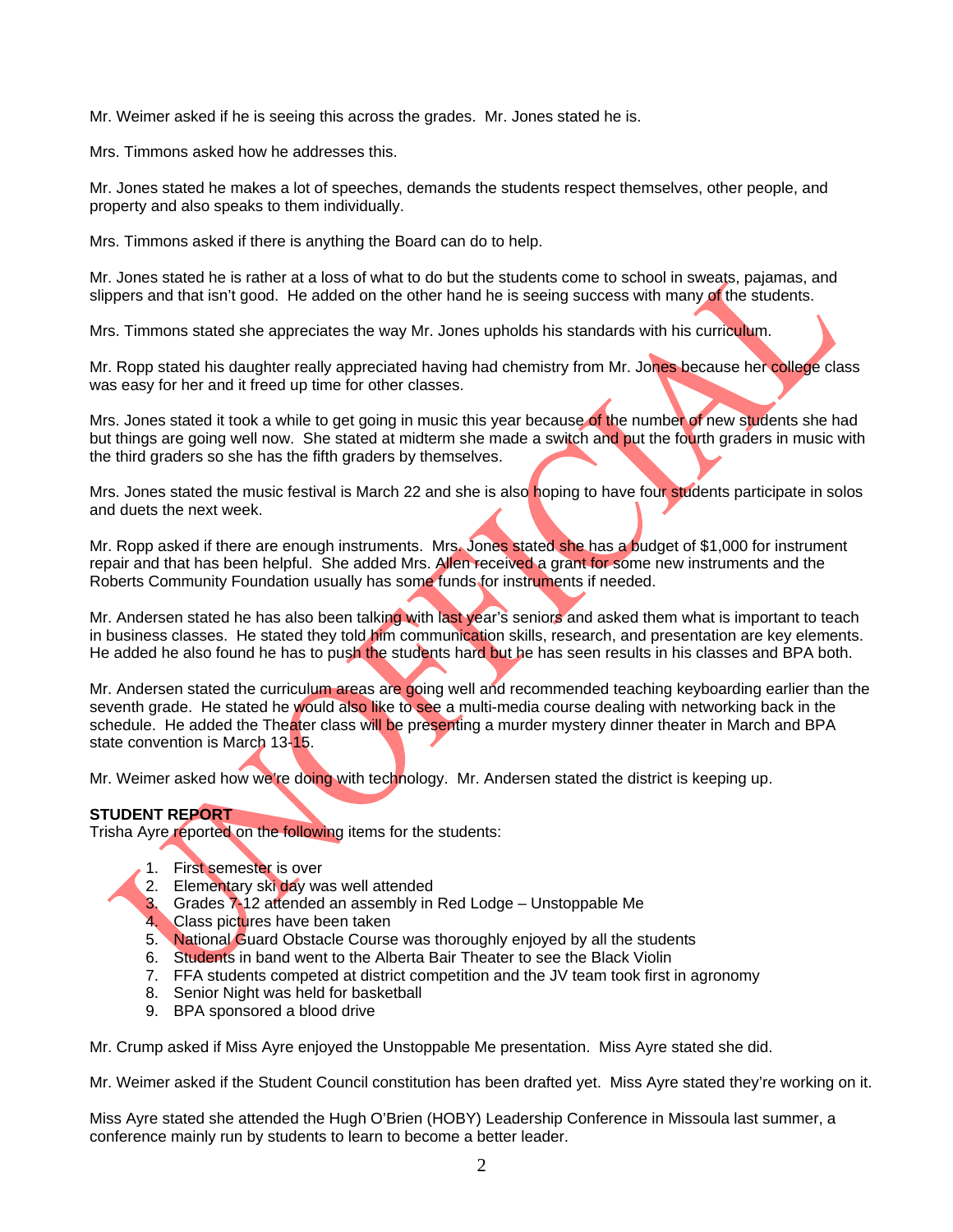Mr. Weimer asked if he is seeing this across the grades. Mr. Jones stated he is.

Mrs. Timmons asked how he addresses this.

Mr. Jones stated he makes a lot of speeches, demands the students respect themselves, other people, and property and also speaks to them individually.

Mrs. Timmons asked if there is anything the Board can do to help.

Mr. Jones stated he is rather at a loss of what to do but the students come to school in sweats, pajamas, and slippers and that isn't good. He added on the other hand he is seeing success with many of the students.

Mrs. Timmons stated she appreciates the way Mr. Jones upholds his standards with his curriculum.

Mr. Ropp stated his daughter really appreciated having had chemistry from Mr. Jones because her college class was easy for her and it freed up time for other classes.

Mrs. Jones stated it took a while to get going in music this year because of the number of new students she had but things are going well now. She stated at midterm she made a switch and put the fourth graders in music with the third graders so she has the fifth graders by themselves.

Mrs. Jones stated the music festival is March 22 and she is also hoping to have four students participate in solos and duets the next week.

Mr. Ropp asked if there are enough instruments. Mrs. Jones stated she has a budget of $1,000 for instrument repair and that has been helpful. She added Mrs. Allen received a grant for some new instruments and the Roberts Community Foundation usually has some funds for instruments if needed.

Mr. Andersen stated he has also been talking with last year's seniors and asked them what is important to teach in business classes. He stated they told him communication skills, research, and presentation are key elements. He added he also found he has to push the students hard but he has seen results in his classes and BPA both.

Mr. Andersen stated the curriculum areas are going well and recommended teaching keyboarding earlier than the seventh grade. He stated he would also like to see a multi-media course dealing with networking back in the schedule. He added the Theater class will be presenting a murder mystery dinner theater in March and BPA state convention is March 13-15.

Mr. Weimer asked how we're doing with technology. Mr. Andersen stated the district is keeping up.

**STUDENT REPORT**
Trisha Ayre reported on the following items for the students:

1. First semester is over
2. Elementary ski day was well attended
3. Grades 7-12 attended an assembly in Red Lodge – Unstoppable Me
4. Class pictures have been taken
5. National Guard Obstacle Course was thoroughly enjoyed by all the students
6. Students in band went to the Alberta Bair Theater to see the Black Violin
7. FFA students competed at district competition and the JV team took first in agronomy
8. Senior Night was held for basketball
9. BPA sponsored a blood drive

Mr. Crump asked if Miss Ayre enjoyed the Unstoppable Me presentation. Miss Ayre stated she did.

Mr. Weimer asked if the Student Council constitution has been drafted yet. Miss Ayre stated they're working on it.

Miss Ayre stated she attended the Hugh O'Brien (HOBY) Leadership Conference in Missoula last summer, a conference mainly run by students to learn to become a better leader.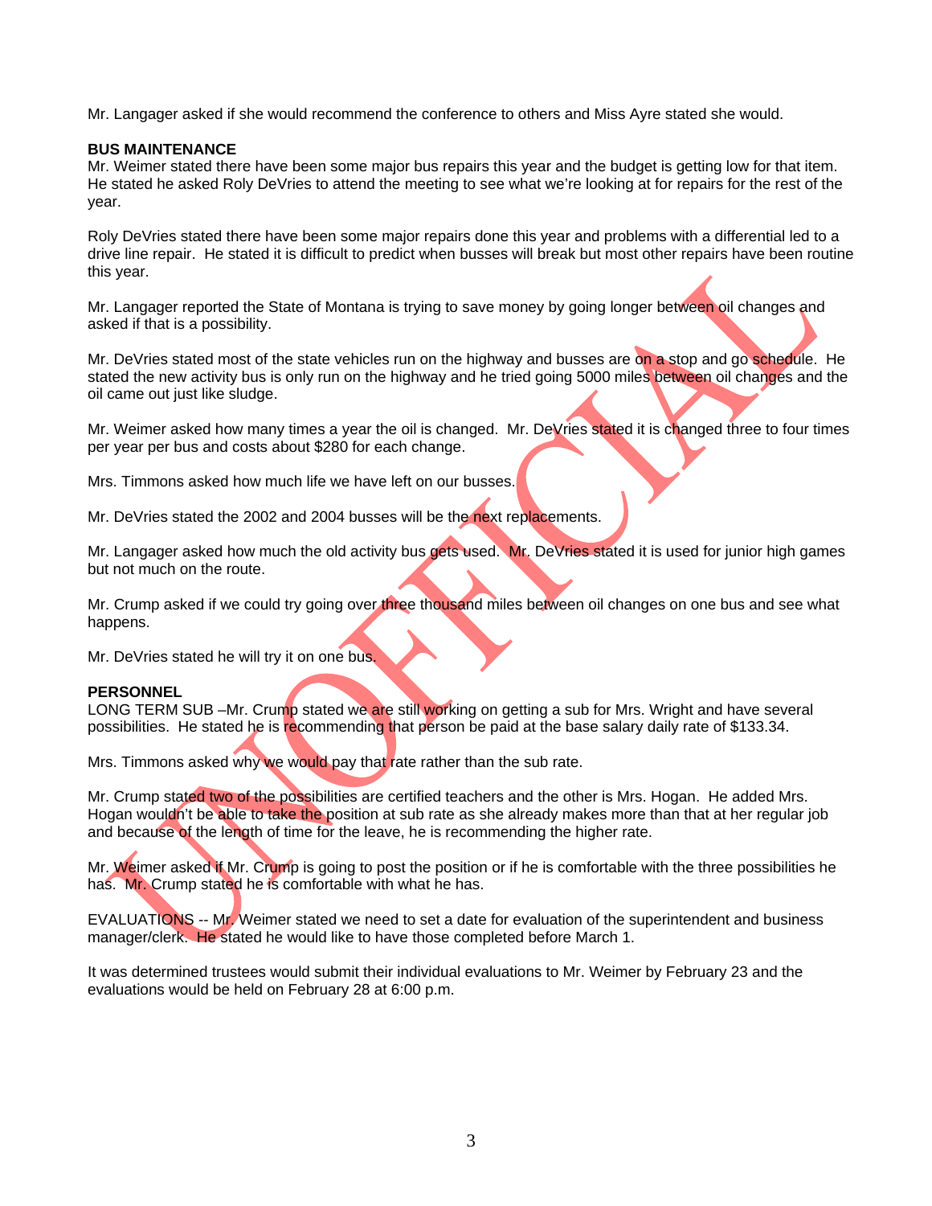Mr. Langager asked if she would recommend the conference to others and Miss Ayre stated she would.

**BUS MAINTENANCE**

Mr. Weimer stated there have been some major bus repairs this year and the budget is getting low for that item. He stated he asked Roly DeVries to attend the meeting to see what we're looking at for repairs for the rest of the year.

Roly DeVries stated there have been some major repairs done this year and problems with a differential led to a drive line repair. He stated it is difficult to predict when busses will break but most other repairs have been routine this year.

Mr. Langager reported the State of Montana is trying to save money by going longer between oil changes and asked if that is a possibility.

Mr. DeVries stated most of the state vehicles run on the highway and busses are on a stop and go schedule. He stated the new activity bus is only run on the highway and he tried going 5000 miles between oil changes and the oil came out just like sludge.

Mr. Weimer asked how many times a year the oil is changed. Mr. DeVries stated it is changed three to four times per year per bus and costs about $280 for each change.

Mrs. Timmons asked how much life we have left on our busses.

Mr. DeVries stated the 2002 and 2004 busses will be the next replacements.

Mr. Langager asked how much the old activity bus gets used. Mr. DeVries stated it is used for junior high games but not much on the route.

Mr. Crump asked if we could try going over three thousand miles between oil changes on one bus and see what happens.

Mr. DeVries stated he will try it on one bus.

**PERSONNEL**

LONG TERM SUB –Mr. Crump stated we are still working on getting a sub for Mrs. Wright and have several possibilities. He stated he is recommending that person be paid at the base salary daily rate of $133.34.

Mrs. Timmons asked why we would pay that rate rather than the sub rate.

Mr. Crump stated two of the possibilities are certified teachers and the other is Mrs. Hogan. He added Mrs. Hogan wouldn't be able to take the position at sub rate as she already makes more than that at her regular job and because of the length of time for the leave, he is recommending the higher rate.

Mr. Weimer asked if Mr. Crump is going to post the position or if he is comfortable with the three possibilities he has. Mr. Crump stated he is comfortable with what he has.

EVALUATIONS -- Mr. Weimer stated we need to set a date for evaluation of the superintendent and business manager/clerk. He stated he would like to have those completed before March 1.

It was determined trustees would submit their individual evaluations to Mr. Weimer by February 23 and the evaluations would be held on February 28 at 6:00 p.m.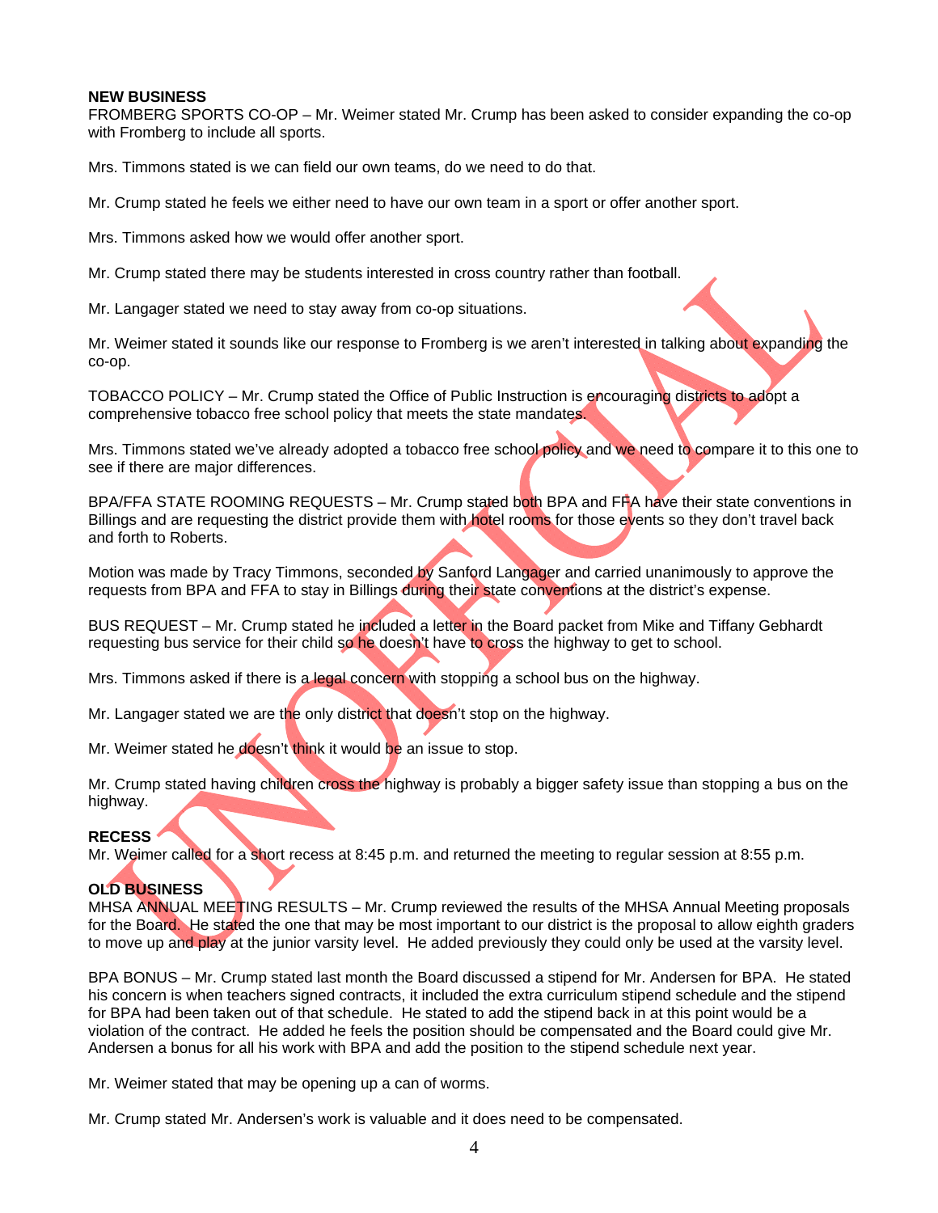**NEW BUSINESS**
FROMBERG SPORTS CO-OP – Mr. Weimer stated Mr. Crump has been asked to consider expanding the co-op with Fromberg to include all sports.

Mrs. Timmons stated is we can field our own teams, do we need to do that.

Mr. Crump stated he feels we either need to have our own team in a sport or offer another sport.

Mrs. Timmons asked how we would offer another sport.

Mr. Crump stated there may be students interested in cross country rather than football.

Mr. Langager stated we need to stay away from co-op situations.

Mr. Weimer stated it sounds like our response to Fromberg is we aren't interested in talking about expanding the co-op.

TOBACCO POLICY – Mr. Crump stated the Office of Public Instruction is encouraging districts to adopt a comprehensive tobacco free school policy that meets the state mandates.

Mrs. Timmons stated we've already adopted a tobacco free school policy and we need to compare it to this one to see if there are major differences.

BPA/FFA STATE ROOMING REQUESTS – Mr. Crump stated both BPA and FFA have their state conventions in Billings and are requesting the district provide them with hotel rooms for those events so they don't travel back and forth to Roberts.

Motion was made by Tracy Timmons, seconded by Sanford Langager and carried unanimously to approve the requests from BPA and FFA to stay in Billings during their state conventions at the district's expense.

BUS REQUEST – Mr. Crump stated he included a letter in the Board packet from Mike and Tiffany Gebhardt requesting bus service for their child so he doesn't have to cross the highway to get to school.

Mrs. Timmons asked if there is a legal concern with stopping a school bus on the highway.

Mr. Langager stated we are the only district that doesn't stop on the highway.

Mr. Weimer stated he doesn't think it would be an issue to stop.

Mr. Crump stated having children cross the highway is probably a bigger safety issue than stopping a bus on the highway.

**RECESS**
Mr. Weimer called for a short recess at 8:45 p.m. and returned the meeting to regular session at 8:55 p.m.

**OLD BUSINESS**
MHSA ANNUAL MEETING RESULTS – Mr. Crump reviewed the results of the MHSA Annual Meeting proposals for the Board. He stated the one that may be most important to our district is the proposal to allow eighth graders to move up and play at the junior varsity level. He added previously they could only be used at the varsity level.

BPA BONUS – Mr. Crump stated last month the Board discussed a stipend for Mr. Andersen for BPA. He stated his concern is when teachers signed contracts, it included the extra curriculum stipend schedule and the stipend for BPA had been taken out of that schedule. He stated to add the stipend back in at this point would be a violation of the contract. He added he feels the position should be compensated and the Board could give Mr. Andersen a bonus for all his work with BPA and add the position to the stipend schedule next year.

Mr. Weimer stated that may be opening up a can of worms.

Mr. Crump stated Mr. Andersen's work is valuable and it does need to be compensated.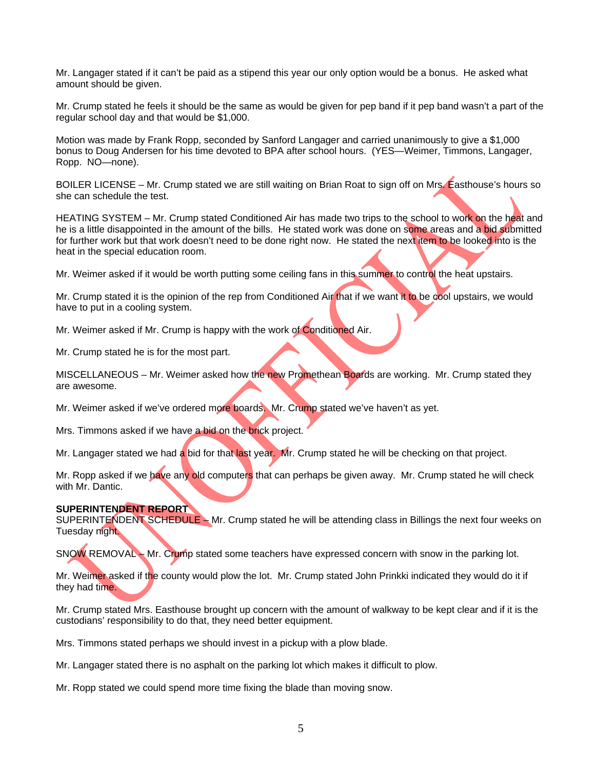Mr. Langager stated if it can't be paid as a stipend this year our only option would be a bonus. He asked what amount should be given.

Mr. Crump stated he feels it should be the same as would be given for pep band if it pep band wasn't a part of the regular school day and that would be $1,000.

Motion was made by Frank Ropp, seconded by Sanford Langager and carried unanimously to give a $1,000 bonus to Doug Andersen for his time devoted to BPA after school hours. (YES—Weimer, Timmons, Langager, Ropp. NO—none).

BOILER LICENSE – Mr. Crump stated we are still waiting on Brian Roat to sign off on Mrs. Easthouse's hours so she can schedule the test.

HEATING SYSTEM – Mr. Crump stated Conditioned Air has made two trips to the school to work on the heat and he is a little disappointed in the amount of the bills. He stated work was done on some areas and a bid submitted for further work but that work doesn't need to be done right now. He stated the next item to be looked into is the heat in the special education room.

Mr. Weimer asked if it would be worth putting some ceiling fans in this summer to control the heat upstairs.

Mr. Crump stated it is the opinion of the rep from Conditioned Air that if we want it to be cool upstairs, we would have to put in a cooling system.

Mr. Weimer asked if Mr. Crump is happy with the work of Conditioned Air.

Mr. Crump stated he is for the most part.

MISCELLANEOUS – Mr. Weimer asked how the new Promethean Boards are working. Mr. Crump stated they are awesome.

Mr. Weimer asked if we've ordered more boards. Mr. Crump stated we've haven't as yet.

Mrs. Timmons asked if we have a bid on the brick project.

Mr. Langager stated we had a bid for that last year. Mr. Crump stated he will be checking on that project.

Mr. Ropp asked if we have any old computers that can perhaps be given away. Mr. Crump stated he will check with Mr. Dantic.

**SUPERINTENDENT REPORT**
SUPERINTENDENT SCHEDULE – Mr. Crump stated he will be attending class in Billings the next four weeks on Tuesday night.

SNOW REMOVAL – Mr. Crump stated some teachers have expressed concern with snow in the parking lot.

Mr. Weimer asked if the county would plow the lot. Mr. Crump stated John Prinkki indicated they would do it if they had time.

Mr. Crump stated Mrs. Easthouse brought up concern with the amount of walkway to be kept clear and if it is the custodians' responsibility to do that, they need better equipment.

Mrs. Timmons stated perhaps we should invest in a pickup with a plow blade.

Mr. Langager stated there is no asphalt on the parking lot which makes it difficult to plow.

Mr. Ropp stated we could spend more time fixing the blade than moving snow.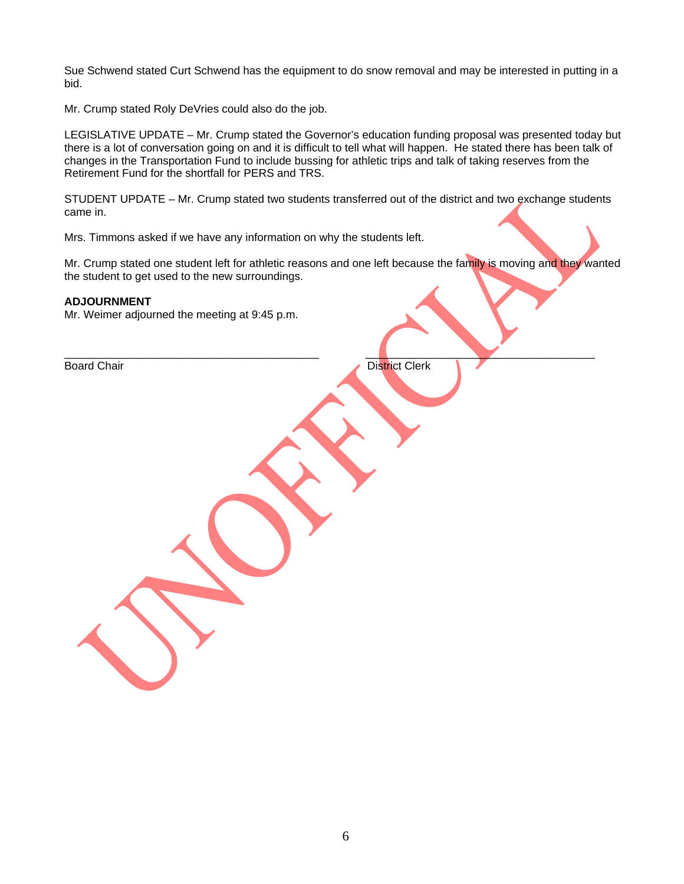Sue Schwend stated Curt Schwend has the equipment to do snow removal and may be interested in putting in a bid.

Mr. Crump stated Roly DeVries could also do the job.

LEGISLATIVE UPDATE – Mr. Crump stated the Governor's education funding proposal was presented today but there is a lot of conversation going on and it is difficult to tell what will happen. He stated there has been talk of changes in the Transportation Fund to include bussing for athletic trips and talk of taking reserves from the Retirement Fund for the shortfall for PERS and TRS.

STUDENT UPDATE – Mr. Crump stated two students transferred out of the district and two exchange students came in.

Mrs. Timmons asked if we have any information on why the students left.

Mr. Crump stated one student left for athletic reasons and one left because the family is moving and they wanted the student to get used to the new surroundings.

**ADJOURNMENT**
Mr. Weimer adjourned the meeting at 9:45 p.m.

\_\_\_\_\_\_\_\_\_\_\_\_\_\_\_\_\_\_\_\_\_\_\_\_\_\_\_\_\_\_\_\_\_\_\_\_\_\_\_\_ \_\_\_\_\_\_\_\_\_\_\_\_\_\_\_\_\_\_\_\_\_\_\_\_\_\_\_\_\_\_\_\_\_\_\_\_\_\_\_\_
Board Chair District Clerk

UNOFFICIAL